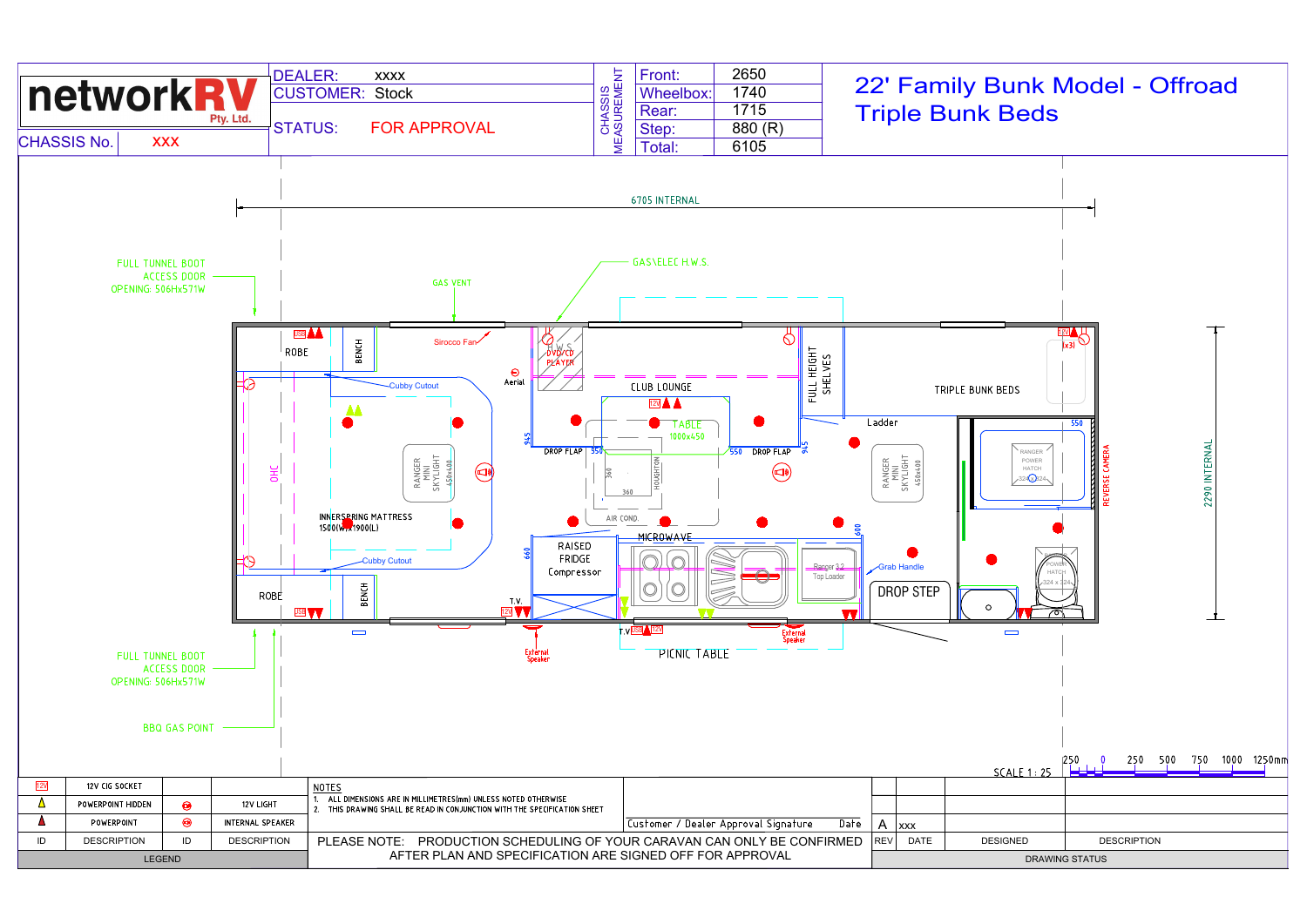# networkRV Pty. Ltd.

| | |
|---|---|
| CHASSIS No. | XXX |
| DEALER: | XXXX |
| CUSTOMER: | Stock |
| STATUS: | FOR APPROVAL |

**CHASSIS MEASUREMENT**

| | |
|---|---|
| Front: | 2650 |
| Wheelbox: | 1740 |
| Rear: | 1715 |
| Step: | 880 (R) |
| Total: | 6105 |

## 22' Family Bunk Model - Offroad
## Triple Bunk Beds

6705 INTERNAL

2290 INTERNAL

FULL TUNNEL BOOT ACCESS DOOR OPENING: 506Hx571W

GAS VENT

GAS\ELEC H.W.S.

Sirocco Fan

H.W.S.

DVD/CD PLAYER

Aerial

CLUB LOUNGE

FULL HEIGHT SHELVES

TRIPLE BUNK BEDS

ROBE

BENCH

Cubby Cutout

OHC

RANGER MINI SKYLIGHT 450x400

INNERSPRING MATTRESS 1500(W)x1900(L)

TABLE 1000x450

945

DROP FLAP 550

360

360

HOUGHTON

550 DROP FLAP

945

Ladder

550

RANGER POWER HATCH 324x324

REVERSE CAMERA

AIR COND.

RAISED FRIDGE Compressor

660

MICROWAVE

600

Ranger 3.2 Top Loader

Grab Handle

DROP STEP

RANGER POWER HATCH 324 x 324

ROBE

BENCH

T.V.

T.V.

External Speaker

PICNIC TABLE

External Speaker

FULL TUNNEL BOOT ACCESS DOOR OPENING: 506Hx571W

BBQ GAS POINT

SCALE 1 : 25

250 0 250 500 750 1000 1250mm

## LEGEND

| ID | DESCRIPTION | ID | DESCRIPTION |
|---|---|---|---|
| 12V | 12V CIG SOCKET | | |
| (yellow triangle) | POWERPOINT HIDDEN | (light) | 12V LIGHT |
| (red triangle) | POWERPOINT | (speaker) | INTERNAL SPEAKER |

**NOTES**

1. ALL DIMENSIONS ARE IN MILLIMETRES(mm) UNLESS NOTED OTHERWISE
2. THIS DRAWING SHALL BE READ IN CONJUNCTION WITH THE SPECIFICATION SHEET

Customer / Dealer Approval Signature Date

PLEASE NOTE: PRODUCTION SCHEDULING OF YOUR CARAVAN CAN ONLY BE CONFIRMED AFTER PLAN AND SPECIFICATION ARE SIGNED OFF FOR APPROVAL

## DRAWING STATUS

| REV | DATE | DESIGNED | DESCRIPTION |
|---|---|---|---|
| A | xxx | | |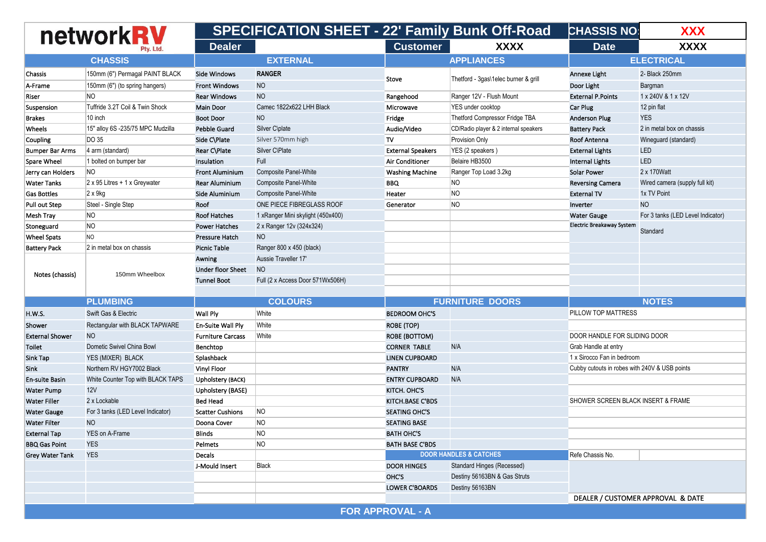# networkRV Pty. Ltd.

## SPECIFICATION SHEET - 22' Family Bunk Off-Road

| CHASSIS NO: | XXX |
|---|---|
| Dealer | |
| Customer | XXXX |
| Date | XXXX |

### CHASSIS

| | |
|---|---|
| Chassis | 150mm (6") Permagal PAINT BLACK |
| A-Frame | 150mm (6") (to spring hangers) |
| Riser | NO |
| Suspension | Tuffride 3.2T Coil & Twin Shock |
| Brakes | 10 inch |
| Wheels | 15" alloy 6S -235/75 MPC Mudzilla |
| Coupling | DO 35 |
| Bumper Bar Arms | 4 arm (standard) |
| Spare Wheel | 1 bolted on bumper bar |
| Jerry can Holders | NO |
| Water Tanks | 2 x 95 Litres + 1 x Greywater |
| Gas Bottles | 2 x 9kg |
| Pull out Step | Steel - Single Step |
| Mesh Tray | NO |
| Stoneguard | NO |
| Wheel Spats | NO |
| Battery Pack | 2 in metal box on chassis |
| Notes (chassis) | 150mm Wheelbox |

### EXTERNAL

| | |
|---|---|
| Side Windows | RANGER |
| Front Windows | NO |
| Rear Windows | NO |
| Main Door | Camec 1822x622 LHH Black |
| Boot Door | NO |
| Pebble Guard | Silver C\plate |
| Side C\Plate | Silver 570mm high |
| Rear C\Plate | Silver C\Plate |
| Insulation | Full |
| Front Aluminium | Composite Panel-White |
| Rear Aluminium | Composite Panel-White |
| Side Aluminium | Composite Panel-White |
| Roof | ONE PIECE FIBREGLASS ROOF |
| Roof Hatches | 1 xRanger Mini skylight (450x400) |
| Power Hatches | 2 x Ranger 12v (324x324) |
| Pressure Hatch | NO |
| Picnic Table | Ranger 800 x 450 (black) |
| Awning | Aussie Traveller 17' |
| Under floor Sheet | NO |
| Tunnel Boot | Full (2 x Access Door 571Wx506H) |

### APPLIANCES

| | |
|---|---|
| Stove | Thetford - 3gas\1elec burner & grill |
| Rangehood | Ranger 12V - Flush Mount |
| Microwave | YES under cooktop |
| Fridge | Thetford Compressor Fridge TBA |
| Audio/Video | CD/Radio player & 2 internal speakers |
| TV | Provision Only |
| External Speakers | YES (2 speakers ) |
| Air Conditioner | Belaire HB3500 |
| Washing Machine | Ranger Top Load 3.2kg |
| BBQ | NO |
| Heater | NO |
| Generator | NO |

### ELECTRICAL

| | |
|---|---|
| Annexe Light | 2- Black 250mm |
| Door Light | Bargman |
| External P.Points | 1 x 240V & 1 x 12V |
| Car Plug | 12 pin flat |
| Anderson Plug | YES |
| Battery Pack | 2 in metal box on chassis |
| Roof Antenna | Wineguard (standard) |
| External Lights | LED |
| Internal Lights | LED |
| Solar Power | 2 x 170Watt |
| Reversing Camera | Wired camera (supply full kit) |
| External TV | 1x TV Point |
| Inverter | NO |
| Water Gauge | For 3 tanks (LED Level Indicator) |
| Electric Breakaway System | Standard |

### PLUMBING

| | |
|---|---|
| H.W.S. | Swift Gas & Electric |
| Shower | Rectangular with BLACK TAPWARE |
| External Shower | NO |
| Toilet | Dometic Swivel China Bowl |
| Sink Tap | YES (MIXER) BLACK |
| Sink | Northern RV HGY7002 Black |
| En-suite Basin | White Counter Top with BLACK TAPS |
| Water Pump | 12V |
| Water Filler | 2 x Lockable |
| Water Gauge | For 3 tanks (LED Level Indicator) |
| Water Filter | NO |
| External Tap | YES on A-Frame |
| BBQ Gas Point | YES |
| Grey Water Tank | YES |

### COLOURS

| | |
|---|---|
| Wall Ply | White |
| En-Suite Wall Ply | White |
| Furniture Carcass | White |
| Benchtop | |
| Splashback | |
| Vinyl Floor | |
| Upholstery (BACK) | |
| Upholstery (BASE) | |
| Bed Head | |
| Scatter Cushions | NO |
| Doona Cover | NO |
| Blinds | NO |
| Pelmets | NO |
| Decals | |
| J-Mould Insert | Black |

### FURNITURE DOORS

| | |
|---|---|
| BEDROOM OHC'S | |
| ROBE (TOP) | |
| ROBE (BOTTOM) | |
| CORNER TABLE | N/A |
| LINEN CUPBOARD | |
| PANTRY | N/A |
| ENTRY CUPBOARD | N/A |
| KITCH. OHC'S | |
| KITCH.BASE C'BDS | |
| SEATING OHC'S | |
| SEATING BASE | |
| BATH OHC'S | |
| BATH BASE C'BDS | |

#### DOOR HANDLES & CATCHES

| | |
|---|---|
| DOOR HINGES | Standard Hinges (Recessed) |
| OHC'S | Destiny 56163BN & Gas Struts |
| LOWER C'BOARDS | Destiny 56163BN |

### NOTES

PILLOW TOP MATTRESS

DOOR HANDLE FOR SLIDING DOOR

Grab Handle at entry

1 x Sirocco Fan in bedroom

Cubby cutouts in robes with 240V & USB points

SHOWER SCREEN BLACK INSERT & FRAME

Refe Chassis No.

DEALER / CUSTOMER APPROVAL & DATE

**FOR APPROVAL - A**